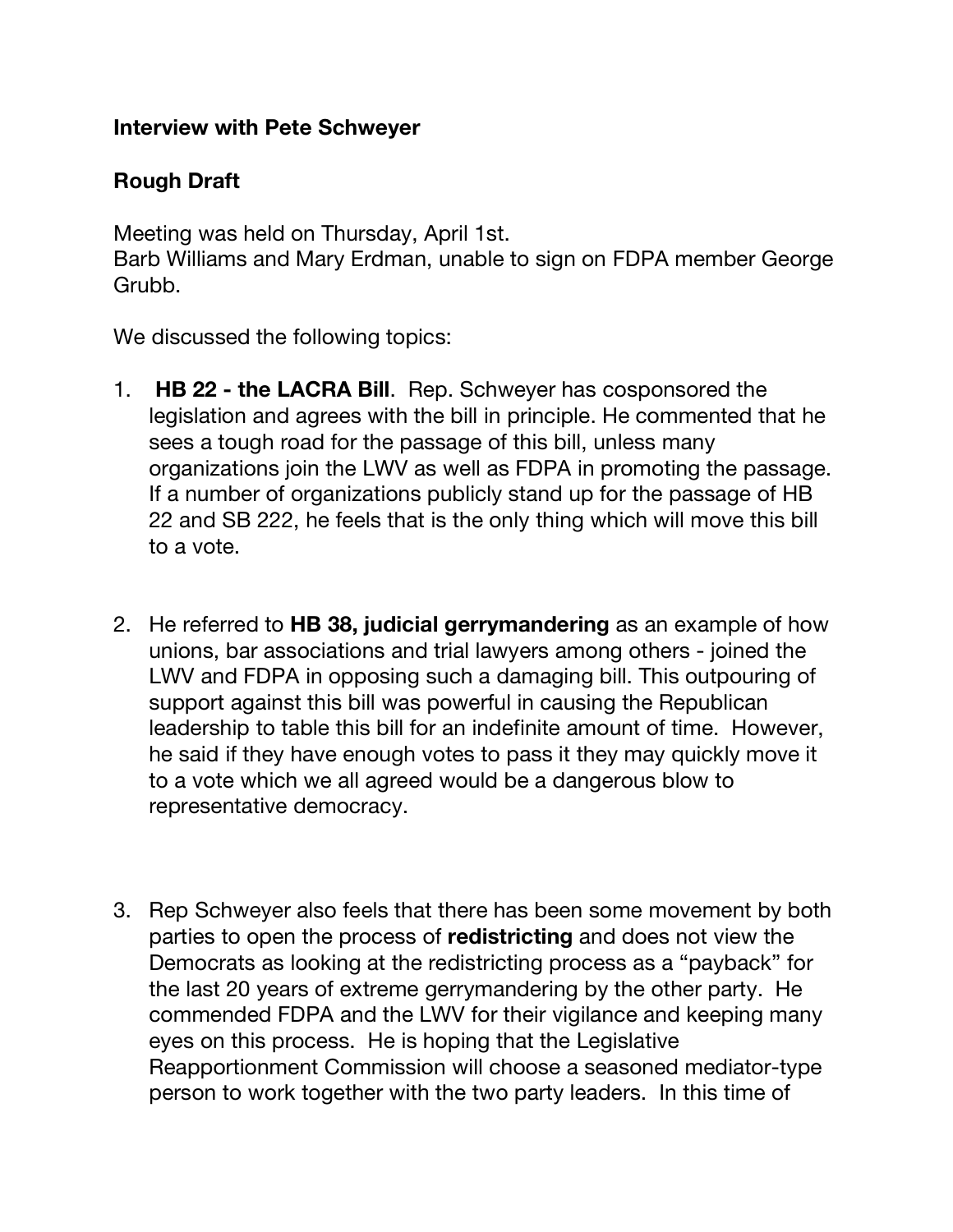**Interview with Pete Schweyer**

**Rough Draft**

Meeting was held on Thursday, April 1st.
Barb Williams and Mary Erdman, unable to sign on FDPA member George Grubb.

We discussed the following topics:

1. **HB 22 - the LACRA Bill**. Rep. Schweyer has cosponsored the legislation and agrees with the bill in principle. He commented that he sees a tough road for the passage of this bill, unless many organizations join the LWV as well as FDPA in promoting the passage. If a number of organizations publicly stand up for the passage of HB 22 and SB 222, he feels that is the only thing which will move this bill to a vote.

2. He referred to **HB 38, judicial gerrymandering** as an example of how unions, bar associations and trial lawyers among others - joined the LWV and FDPA in opposing such a damaging bill. This outpouring of support against this bill was powerful in causing the Republican leadership to table this bill for an indefinite amount of time. However, he said if they have enough votes to pass it they may quickly move it to a vote which we all agreed would be a dangerous blow to representative democracy.

3. Rep Schweyer also feels that there has been some movement by both parties to open the process of **redistricting** and does not view the Democrats as looking at the redistricting process as a "payback" for the last 20 years of extreme gerrymandering by the other party. He commended FDPA and the LWV for their vigilance and keeping many eyes on this process. He is hoping that the Legislative Reapportionment Commission will choose a seasoned mediator-type person to work together with the two party leaders. In this time of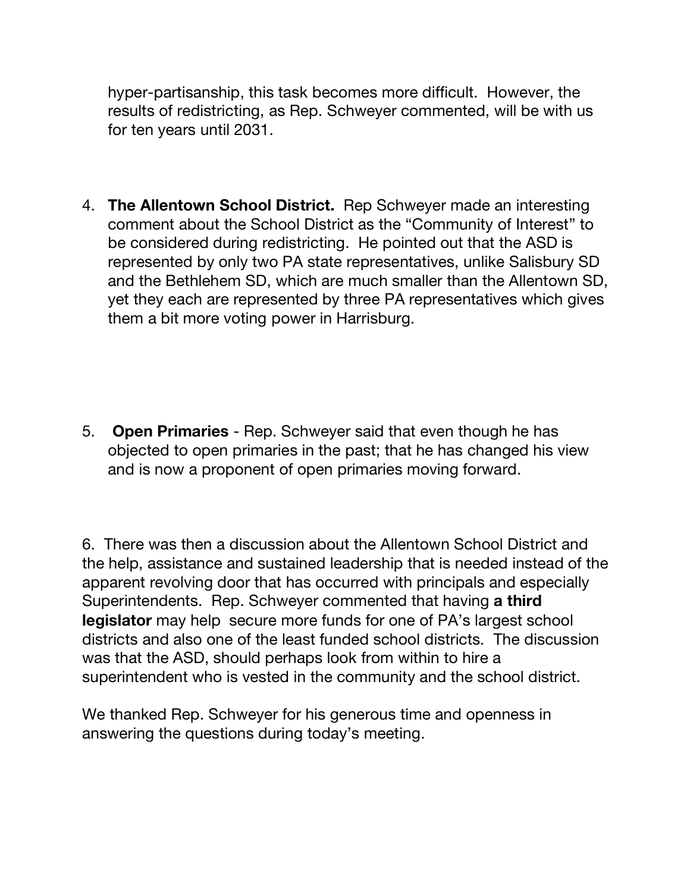hyper-partisanship, this task becomes more difficult. However, the results of redistricting, as Rep. Schweyer commented, will be with us for ten years until 2031.

4. **The Allentown School District.** Rep Schweyer made an interesting comment about the School District as the "Community of Interest" to be considered during redistricting. He pointed out that the ASD is represented by only two PA state representatives, unlike Salisbury SD and the Bethlehem SD, which are much smaller than the Allentown SD, yet they each are represented by three PA representatives which gives them a bit more voting power in Harrisburg.

5. **Open Primaries** - Rep. Schweyer said that even though he has objected to open primaries in the past; that he has changed his view and is now a proponent of open primaries moving forward.

6. There was then a discussion about the Allentown School District and the help, assistance and sustained leadership that is needed instead of the apparent revolving door that has occurred with principals and especially Superintendents. Rep. Schweyer commented that having **a third legislator** may help secure more funds for one of PA's largest school districts and also one of the least funded school districts. The discussion was that the ASD, should perhaps look from within to hire a superintendent who is vested in the community and the school district.

We thanked Rep. Schweyer for his generous time and openness in answering the questions during today's meeting.